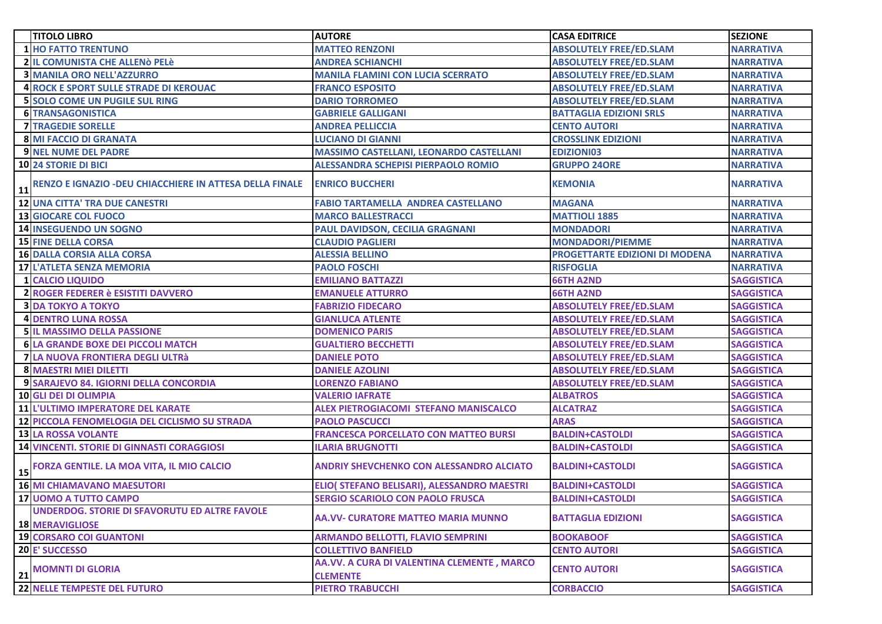|  | TITOLO LIBRO | AUTORE | CASA EDITRICE | SEZIONE |
|---|---|---|---|---|
| 1 | HO FATTO TRENTUNO | MATTEO RENZONI | ABSOLUTELY FREE/ED.SLAM | NARRATIVA |
| 2 | IL COMUNISTA CHE ALLENò PELè | ANDREA SCHIANCHI | ABSOLUTELY FREE/ED.SLAM | NARRATIVA |
| 3 | MANILA ORO NELL'AZZURRO | MANILA FLAMINI CON LUCIA SCERRATO | ABSOLUTELY FREE/ED.SLAM | NARRATIVA |
| 4 | ROCK E SPORT SULLE STRADE DI KEROUAC | FRANCO ESPOSITO | ABSOLUTELY FREE/ED.SLAM | NARRATIVA |
| 5 | SOLO COME UN PUGILE SUL RING | DARIO TORROMEO | ABSOLUTELY FREE/ED.SLAM | NARRATIVA |
| 6 | TRANSAGONISTICA | GABRIELE GALLIGANI | BATTAGLIA EDIZIONI SRLS | NARRATIVA |
| 7 | TRAGEDIE SORELLE | ANDREA PELLICCIA | CENTO AUTORI | NARRATIVA |
| 8 | MI FACCIO DI GRANATA | LUCIANO DI GIANNI | CROSSLINK EDIZIONI | NARRATIVA |
| 9 | NEL NUME DEL PADRE | MASSIMO CASTELLANI, LEONARDO CASTELLANI | EDIZIONI03 | NARRATIVA |
| 10 | 24 STORIE DI BICI | ALESSANDRA SCHEPISI PIERPAOLO ROMIO | GRUPPO 24ORE | NARRATIVA |
| 11 | RENZO E IGNAZIO -DEU CHIACCHIERE IN ATTESA DELLA FINALE | ENRICO BUCCHERI | KEMONIA | NARRATIVA |
| 12 | UNA CITTA' TRA DUE CANESTRI | FABIO TARTAMELLA ANDREA CASTELLANO | MAGANA | NARRATIVA |
| 13 | GIOCARE COL FUOCO | MARCO BALLESTRACCI | MATTIOLI 1885 | NARRATIVA |
| 14 | INSEGUENDO UN SOGNO | PAUL DAVIDSON, CECILIA GRAGNANI | MONDADORI | NARRATIVA |
| 15 | FINE DELLA CORSA | CLAUDIO PAGLIERI | MONDADORI/PIEMME | NARRATIVA |
| 16 | DALLA CORSIA ALLA CORSA | ALESSIA BELLINO | PROGETTARTE EDIZIONI DI MODENA | NARRATIVA |
| 17 | L'ATLETA SENZA MEMORIA | PAOLO FOSCHI | RISFOGLIA | NARRATIVA |
| 1 | CALCIO LIQUIDO | EMILIANO BATTAZZI | 66TH A2ND | SAGGISTICA |
| 2 | ROGER FEDERER è ESISTITI DAVVERO | EMANUELE ATTURRO | 66TH A2ND | SAGGISTICA |
| 3 | DA TOKYO A TOKYO | FABRIZIO FIDECARO | ABSOLUTELY FREE/ED.SLAM | SAGGISTICA |
| 4 | DENTRO LUNA ROSSA | GIANLUCA ATLENTE | ABSOLUTELY FREE/ED.SLAM | SAGGISTICA |
| 5 | IL MASSIMO DELLA PASSIONE | DOMENICO PARIS | ABSOLUTELY FREE/ED.SLAM | SAGGISTICA |
| 6 | LA GRANDE BOXE DEI PICCOLI MATCH | GUALTIERO BECCHETTI | ABSOLUTELY FREE/ED.SLAM | SAGGISTICA |
| 7 | LA NUOVA FRONTIERA DEGLI ULTRà | DANIELE POTO | ABSOLUTELY FREE/ED.SLAM | SAGGISTICA |
| 8 | MAESTRI MIEI DILETTI | DANIELE AZOLINI | ABSOLUTELY FREE/ED.SLAM | SAGGISTICA |
| 9 | SARAJEVO 84. IGIORNI DELLA CONCORDIA | LORENZO FABIANO | ABSOLUTELY FREE/ED.SLAM | SAGGISTICA |
| 10 | GLI DEI DI OLIMPIA | VALERIO IAFRATE | ALBATROS | SAGGISTICA |
| 11 | L'ULTIMO IMPERATORE DEL KARATE | ALEX PIETROGIACOMI STEFANO MANISCALCO | ALCATRAZ | SAGGISTICA |
| 12 | PICCOLA FENOMELOGIA DEL CICLISMO SU STRADA | PAOLO PASCUCCI | ARAS | SAGGISTICA |
| 13 | LA ROSSA VOLANTE | FRANCESCA PORCELLATO CON MATTEO BURSI | BALDIN+CASTOLDI | SAGGISTICA |
| 14 | VINCENTI. STORIE DI GINNASTI CORAGGIOSI | ILARIA BRUGNOTTI | BALDIN+CASTOLDI | SAGGISTICA |
| 15 | FORZA GENTILE. LA MOA VITA, IL MIO CALCIO | ANDRIY SHEVCHENKO CON ALESSANDRO ALCIATO | BALDINI+CASTOLDI | SAGGISTICA |
| 16 | MI CHIAMAVANO MAESUTORI | ELIO( STEFANO BELISARI), ALESSANDRO MAESTRI | BALDINI+CASTOLDI | SAGGISTICA |
| 17 | UOMO A TUTTO CAMPO | SERGIO SCARIOLO CON PAOLO FRUSCA | BALDINI+CASTOLDI | SAGGISTICA |
| 18 | UNDERDOG. STORIE DI SFAVORUTU ED ALTRE FAVOLE MERAVIGLIOSE | AA.VV- CURATORE MATTEO MARIA MUNNO | BATTAGLIA EDIZIONI | SAGGISTICA |
| 19 | CORSARO COI GUANTONI | ARMANDO BELLOTTI, FLAVIO SEMPRINI | BOOKABOOF | SAGGISTICA |
| 20 | E' SUCCESSO | COLLETTIVO BANFIELD | CENTO AUTORI | SAGGISTICA |
| 21 | MOMNTI DI GLORIA | AA.VV. A CURA DI VALENTINA CLEMENTE , MARCO CLEMENTE | CENTO AUTORI | SAGGISTICA |
| 22 | NELLE TEMPESTE DEL FUTURO | PIETRO TRABUCCHI | CORBACCIO | SAGGISTICA |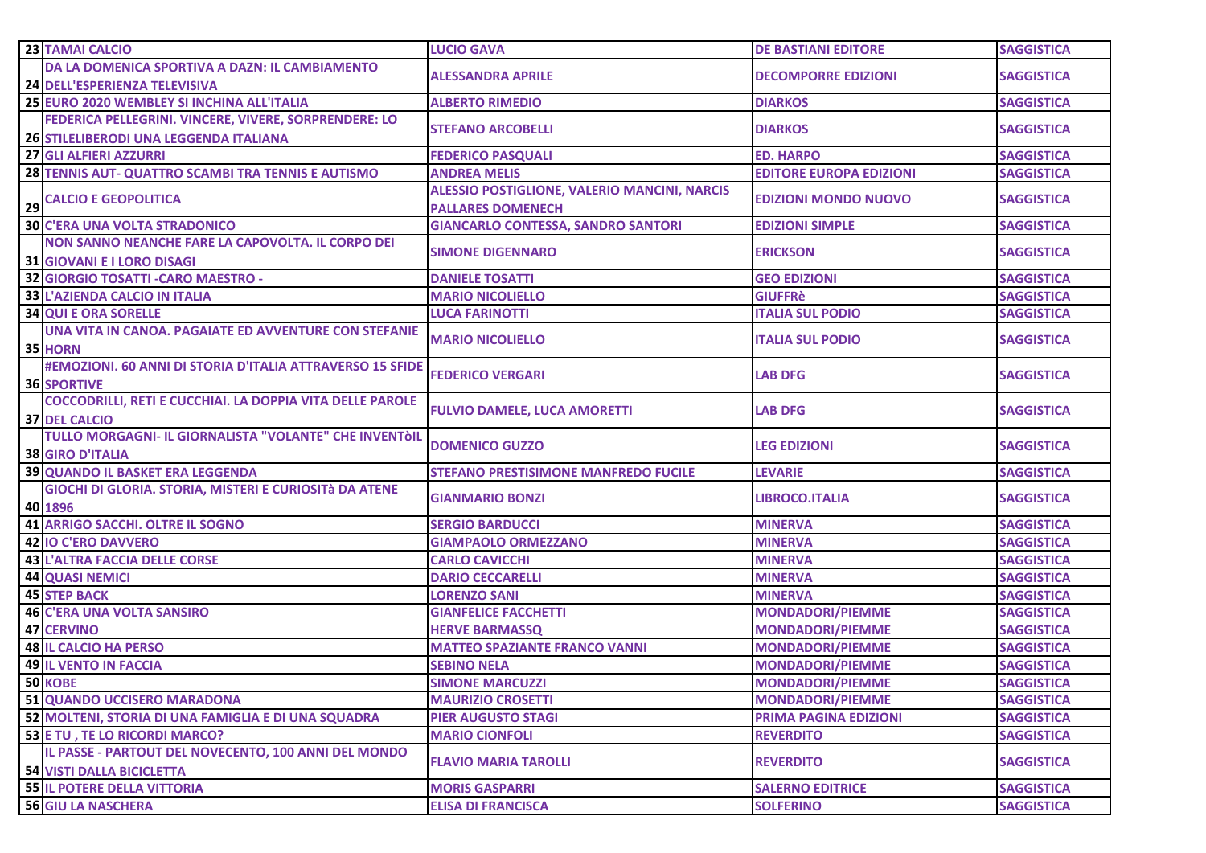| | | | | |
|---|---|---|---|---|
| 23 | TAMAI CALCIO | LUCIO GAVA | DE BASTIANI EDITORE | SAGGISTICA |
| 24 | DA LA DOMENICA SPORTIVA A DAZN: IL CAMBIAMENTO DELL'ESPERIENZA TELEVISIVA | ALESSANDRA APRILE | DECOMPORRE EDIZIONI | SAGGISTICA |
| 25 | EURO 2020 WEMBLEY SI INCHINA ALL'ITALIA | ALBERTO RIMEDIO | DIARKOS | SAGGISTICA |
| 26 | FEDERICA PELLEGRINI. VINCERE, VIVERE, SORPRENDERE: LO STILELIBERODI UNA LEGGENDA ITALIANA | STEFANO ARCOBELLI | DIARKOS | SAGGISTICA |
| 27 | GLI ALFIERI AZZURRI | FEDERICO PASQUALI | ED. HARPO | SAGGISTICA |
| 28 | TENNIS AUT- QUATTRO SCAMBI TRA TENNIS E AUTISMO | ANDREA MELIS | EDITORE EUROPA EDIZIONI | SAGGISTICA |
| 29 | CALCIO E GEOPOLITICA | ALESSIO POSTIGLIONE, VALERIO MANCINI, NARCIS PALLARES DOMENECH | EDIZIONI MONDO NUOVO | SAGGISTICA |
| 30 | C'ERA UNA VOLTA STRADONICO | GIANCARLO CONTESSA, SANDRO SANTORI | EDIZIONI SIMPLE | SAGGISTICA |
| 31 | NON SANNO NEANCHE FARE LA CAPOVOLTA. IL CORPO DEI GIOVANI E I LORO DISAGI | SIMONE DIGENNARO | ERICKSON | SAGGISTICA |
| 32 | GIORGIO TOSATTI -CARO MAESTRO - | DANIELE TOSATTI | GEO EDIZIONI | SAGGISTICA |
| 33 | L'AZIENDA CALCIO IN ITALIA | MARIO NICOLIELLO | GIUFFRè | SAGGISTICA |
| 34 | QUI E ORA SORELLE | LUCA FARINOTTI | ITALIA SUL PODIO | SAGGISTICA |
| 35 | UNA VITA IN CANOA. PAGAIATE ED AVVENTURE CON STEFANIE HORN | MARIO NICOLIELLO | ITALIA SUL PODIO | SAGGISTICA |
| 36 | #EMOZIONI. 60 ANNI DI STORIA D'ITALIA ATTRAVERSO 15 SFIDE SPORTIVE | FEDERICO VERGARI | LAB DFG | SAGGISTICA |
| 37 | COCCODRILLI, RETI E CUCCHIAI. LA DOPPIA VITA DELLE PAROLE DEL CALCIO | FULVIO DAMELE, LUCA AMORETTI | LAB DFG | SAGGISTICA |
| 38 | TULLO MORGAGNI- IL GIORNALISTA "VOLANTE" CHE INVENTòIL GIRO D'ITALIA | DOMENICO GUZZO | LEG EDIZIONI | SAGGISTICA |
| 39 | QUANDO IL BASKET ERA LEGGENDA | STEFANO PRESTISIMONE MANFREDO FUCILE | LEVARIE | SAGGISTICA |
| 40 | GIOCHI DI GLORIA. STORIA, MISTERI E CURIOSITà DA ATENE 1896 | GIANMARIO BONZI | LIBROCO.ITALIA | SAGGISTICA |
| 41 | ARRIGO SACCHI. OLTRE IL SOGNO | SERGIO BARDUCCI | MINERVA | SAGGISTICA |
| 42 | IO C'ERO DAVVERO | GIAMPAOLO ORMEZZANO | MINERVA | SAGGISTICA |
| 43 | L'ALTRA FACCIA DELLE CORSE | CARLO CAVICCHI | MINERVA | SAGGISTICA |
| 44 | QUASI NEMICI | DARIO CECCARELLI | MINERVA | SAGGISTICA |
| 45 | STEP BACK | LORENZO SANI | MINERVA | SAGGISTICA |
| 46 | C'ERA UNA VOLTA SANSIRO | GIANFELICE FACCHETTI | MONDADORI/PIEMME | SAGGISTICA |
| 47 | CERVINO | HERVE BARMASSQ | MONDADORI/PIEMME | SAGGISTICA |
| 48 | IL CALCIO HA PERSO | MATTEO SPAZIANTE FRANCO VANNI | MONDADORI/PIEMME | SAGGISTICA |
| 49 | IL VENTO IN FACCIA | SEBINO NELA | MONDADORI/PIEMME | SAGGISTICA |
| 50 | KOBE | SIMONE MARCUZZI | MONDADORI/PIEMME | SAGGISTICA |
| 51 | QUANDO UCCISERO MARADONA | MAURIZIO CROSETTI | MONDADORI/PIEMME | SAGGISTICA |
| 52 | MOLTENI, STORIA DI UNA FAMIGLIA E DI UNA SQUADRA | PIER AUGUSTO STAGI | PRIMA PAGINA EDIZIONI | SAGGISTICA |
| 53 | E TU , TE LO RICORDI MARCO? | MARIO CIONFOLI | REVERDITO | SAGGISTICA |
| 54 | IL PASSE - PARTOUT DEL NOVECENTO, 100 ANNI DEL MONDO VISTI DALLA BICICLETTA | FLAVIO MARIA TAROLLI | REVERDITO | SAGGISTICA |
| 55 | IL POTERE DELLA VITTORIA | MORIS GASPARRI | SALERNO EDITRICE | SAGGISTICA |
| 56 | GIU LA NASCHERA | ELISA DI FRANCISCA | SOLFERINO | SAGGISTICA |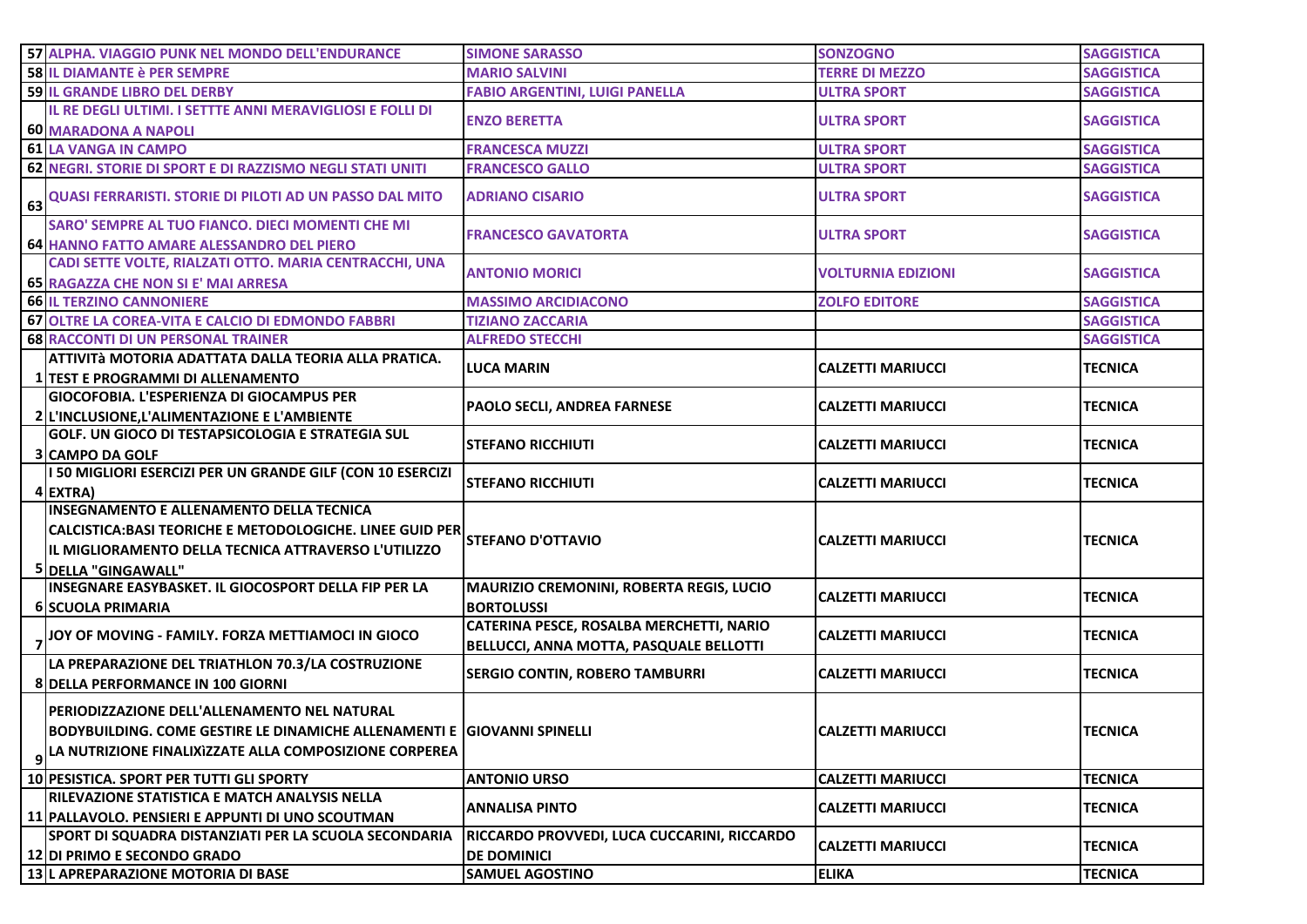| 57 | ALPHA. VIAGGIO PUNK NEL MONDO DELL'ENDURANCE | SIMONE SARASSO | SONZOGNO | SAGGISTICA |
|---|---|---|---|---|
| 58 | IL DIAMANTE è PER SEMPRE | MARIO SALVINI | TERRE DI MEZZO | SAGGISTICA |
| 59 | IL GRANDE LIBRO DEL DERBY | FABIO ARGENTINI, LUIGI PANELLA | ULTRA SPORT | SAGGISTICA |
| 60 | IL RE DEGLI ULTIMI. I SETTTE ANNI MERAVIGLIOSI E FOLLI DI MARADONA A NAPOLI | ENZO BERETTA | ULTRA SPORT | SAGGISTICA |
| 61 | LA VANGA IN CAMPO | FRANCESCA MUZZI | ULTRA SPORT | SAGGISTICA |
| 62 | NEGRI. STORIE DI SPORT E DI RAZZISMO NEGLI STATI UNITI | FRANCESCO GALLO | ULTRA SPORT | SAGGISTICA |
| 63 | QUASI FERRARISTI. STORIE DI PILOTI AD UN PASSO DAL MITO | ADRIANO CISARIO | ULTRA SPORT | SAGGISTICA |
| 64 | SARO' SEMPRE AL TUO FIANCO. DIECI MOMENTI CHE MI HANNO FATTO AMARE ALESSANDRO DEL PIERO | FRANCESCO GAVATORTA | ULTRA SPORT | SAGGISTICA |
| 65 | CADI SETTE VOLTE, RIALZATI OTTO. MARIA CENTRACCHI, UNA RAGAZZA CHE NON SI E' MAI ARRESA | ANTONIO MORICI | VOLTURNIA EDIZIONI | SAGGISTICA |
| 66 | IL TERZINO CANNONIERE | MASSIMO ARCIDIACONO | ZOLFO EDITORE | SAGGISTICA |
| 67 | OLTRE LA COREA-VITA E CALCIO DI EDMONDO FABBRI | TIZIANO ZACCARIA | | SAGGISTICA |
| 68 | RACCONTI DI UN PERSONAL TRAINER | ALFREDO STECCHI | | SAGGISTICA |
| 1 | ATTIVITà MOTORIA ADATTATA DALLA TEORIA ALLA PRATICA. TEST E PROGRAMMI DI ALLENAMENTO | LUCA MARIN | CALZETTI MARIUCCI | TECNICA |
| 2 | GIOCOFOBIA. L'ESPERIENZA DI GIOCAMPUS PER L'INCLUSIONE,L'ALIMENTAZIONE E L'AMBIENTE | PAOLO SECLI, ANDREA FARNESE | CALZETTI MARIUCCI | TECNICA |
| 3 | GOLF. UN GIOCO DI TESTAPSICOLOGIA E STRATEGIA SUL CAMPO DA GOLF | STEFANO RICCHIUTI | CALZETTI MARIUCCI | TECNICA |
| 4 | I 50 MIGLIORI ESERCIZI PER UN GRANDE GILF (CON 10 ESERCIZI EXTRA) | STEFANO RICCHIUTI | CALZETTI MARIUCCI | TECNICA |
| 5 | INSEGNAMENTO E ALLENAMENTO DELLA TECNICA CALCISTICA:BASI TEORICHE E METODOLOGICHE. LINEE GUID PER IL MIGLIORAMENTO DELLA TECNICA ATTRAVERSO L'UTILIZZO DELLA "GINGAWALL" | STEFANO D'OTTAVIO | CALZETTI MARIUCCI | TECNICA |
| 6 | INSEGNARE EASYBASKET. IL GIOCOSPORT DELLA FIP PER LA SCUOLA PRIMARIA | MAURIZIO CREMONINI, ROBERTA REGIS, LUCIO BORTOLUSSI | CALZETTI MARIUCCI | TECNICA |
| 7 | JOY OF MOVING - FAMILY. FORZA METTIAMOCI IN GIOCO | CATERINA PESCE, ROSALBA MERCHETTI, NARIO BELLUCCI, ANNA MOTTA, PASQUALE BELLOTTI | CALZETTI MARIUCCI | TECNICA |
| 8 | LA PREPARAZIONE DEL TRIATHLON 70.3/LA COSTRUZIONE DELLA PERFORMANCE IN 100 GIORNI | SERGIO CONTIN, ROBERO TAMBURRI | CALZETTI MARIUCCI | TECNICA |
| 9 | PERIODIZZAZIONE DELL'ALLENAMENTO NEL NATURAL BODYBUILDING. COME GESTIRE LE DINAMICHE ALLENAMENTI E LA NUTRIZIONE FINALIXìZZATE ALLA COMPOSIZIONE CORPEREA | GIOVANNI SPINELLI | CALZETTI MARIUCCI | TECNICA |
| 10 | PESISTICA. SPORT PER TUTTI GLI SPORTY | ANTONIO URSO | CALZETTI MARIUCCI | TECNICA |
| 11 | RILEVAZIONE STATISTICA E MATCH ANALYSIS NELLA PALLAVOLO. PENSIERI E APPUNTI DI UNO SCOUTMAN | ANNALISA PINTO | CALZETTI MARIUCCI | TECNICA |
| 12 | SPORT DI SQUADRA DISTANZIATI PER LA SCUOLA SECONDARIA DI PRIMO E SECONDO GRADO | RICCARDO PROVVEDI, LUCA CUCCARINI, RICCARDO DE DOMINICI | CALZETTI MARIUCCI | TECNICA |
| 13 | L APREPARAZIONE MOTORIA DI BASE | SAMUEL AGOSTINO | ELIKA | TECNICA |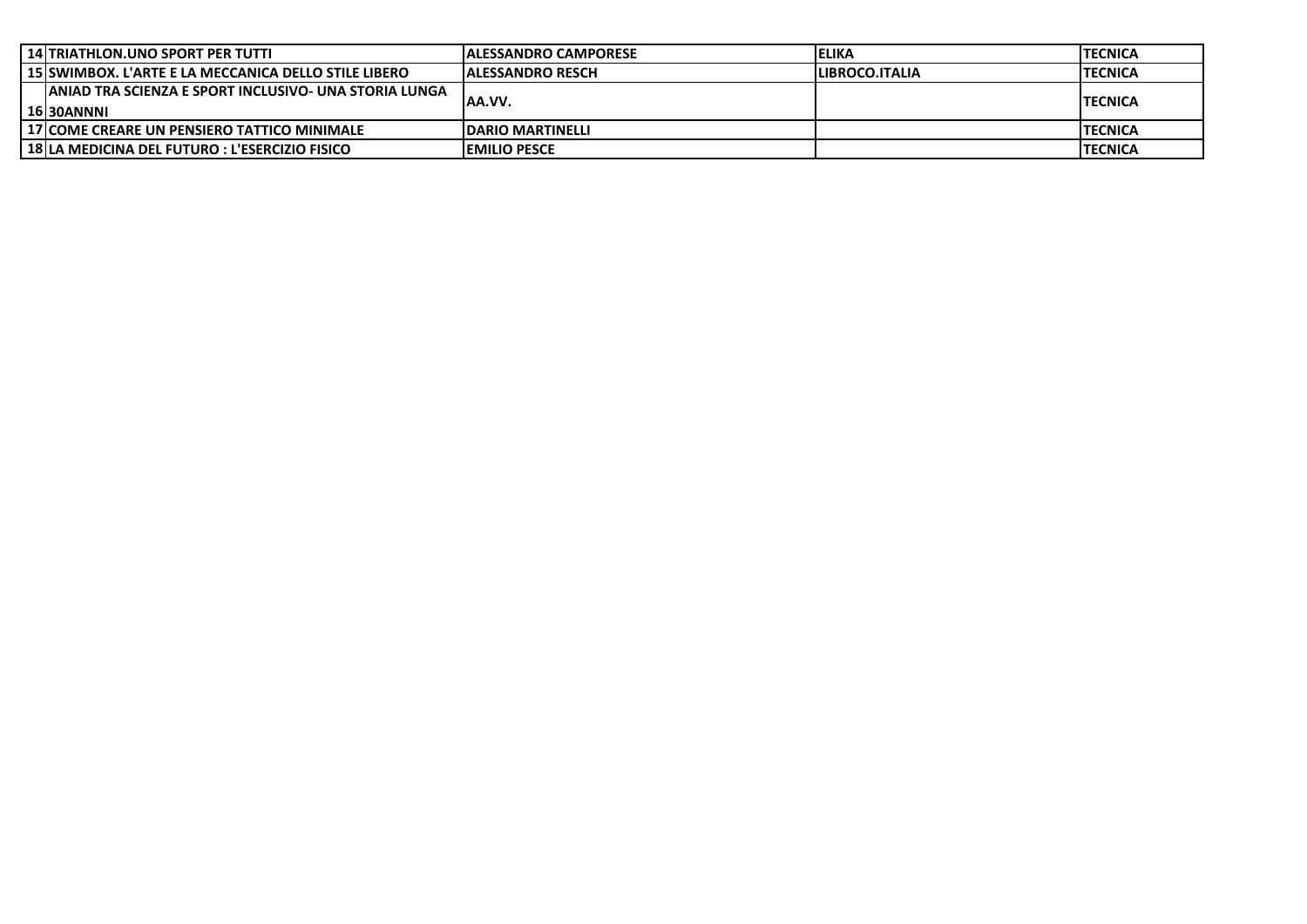| | | | | |
|---|---|---|---|---|
| 14 | TRIATHLON.UNO SPORT PER TUTTI | ALESSANDRO CAMPORESE | ELIKA | TECNICA |
| 15 | SWIMBOX. L'ARTE E LA MECCANICA DELLO STILE LIBERO | ALESSANDRO RESCH | LIBROCO.ITALIA | TECNICA |
| 16 | ANIAD TRA SCIENZA E SPORT INCLUSIVO- UNA STORIA LUNGA 30ANNNI | AA.VV. | | TECNICA |
| 17 | COME CREARE UN PENSIERO TATTICO MINIMALE | DARIO MARTINELLI | | TECNICA |
| 18 | LA MEDICINA DEL FUTURO : L'ESERCIZIO FISICO | EMILIO PESCE | | TECNICA |